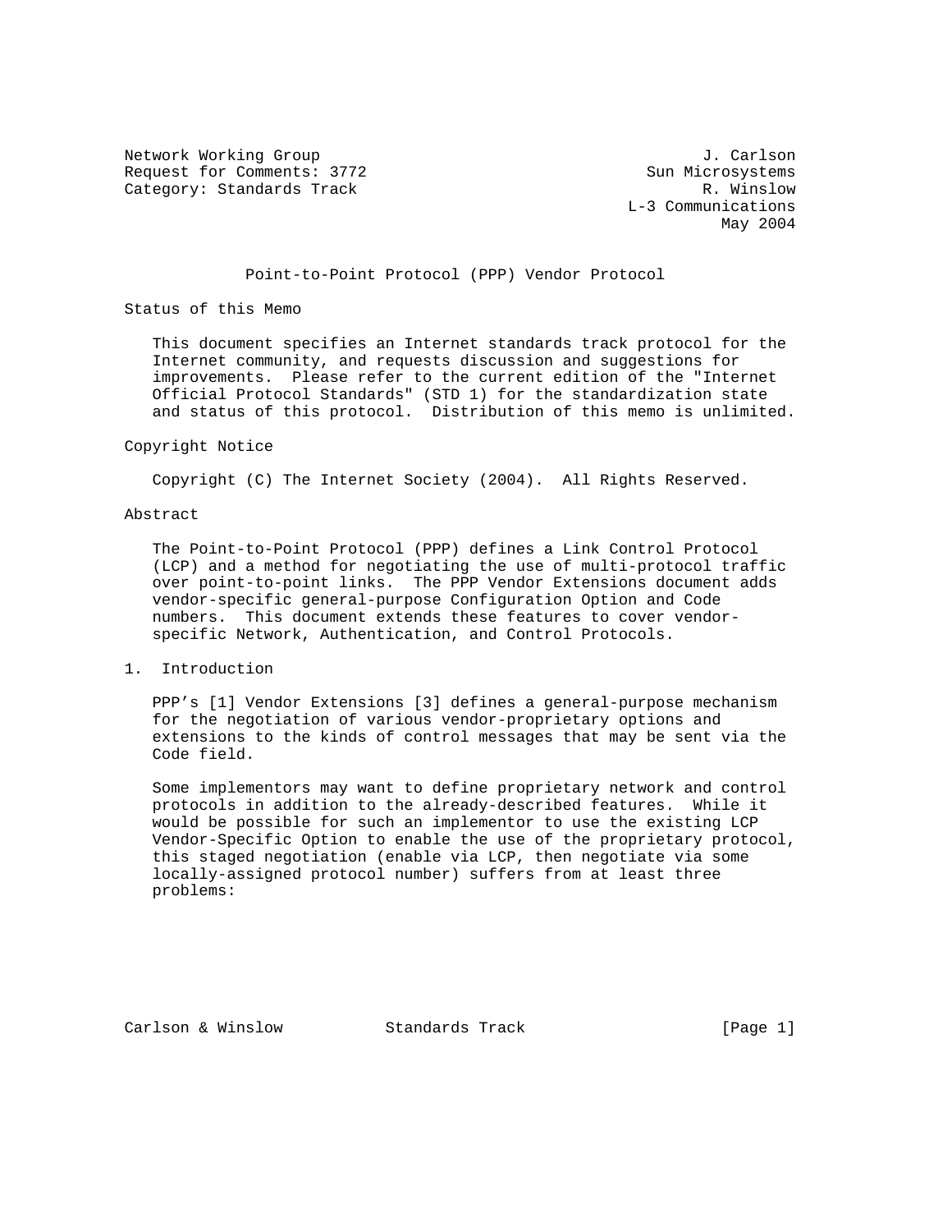Network Working Group J. Carlson
Request for Comments: 3772 Sun Microsystems
Category: Standards Track R. Winslow
L-3 Communications
May 2004

# Point-to-Point Protocol (PPP) Vendor Protocol

## Status of this Memo

This document specifies an Internet standards track protocol for the Internet community, and requests discussion and suggestions for improvements. Please refer to the current edition of the "Internet Official Protocol Standards" (STD 1) for the standardization state and status of this protocol. Distribution of this memo is unlimited.

## Copyright Notice

Copyright (C) The Internet Society (2004). All Rights Reserved.

## Abstract

The Point-to-Point Protocol (PPP) defines a Link Control Protocol (LCP) and a method for negotiating the use of multi-protocol traffic over point-to-point links. The PPP Vendor Extensions document adds vendor-specific general-purpose Configuration Option and Code numbers. This document extends these features to cover vendor-specific Network, Authentication, and Control Protocols.

## 1. Introduction

PPP's [1] Vendor Extensions [3] defines a general-purpose mechanism for the negotiation of various vendor-proprietary options and extensions to the kinds of control messages that may be sent via the Code field.

Some implementors may want to define proprietary network and control protocols in addition to the already-described features. While it would be possible for such an implementor to use the existing LCP Vendor-Specific Option to enable the use of the proprietary protocol, this staged negotiation (enable via LCP, then negotiate via some locally-assigned protocol number) suffers from at least three problems: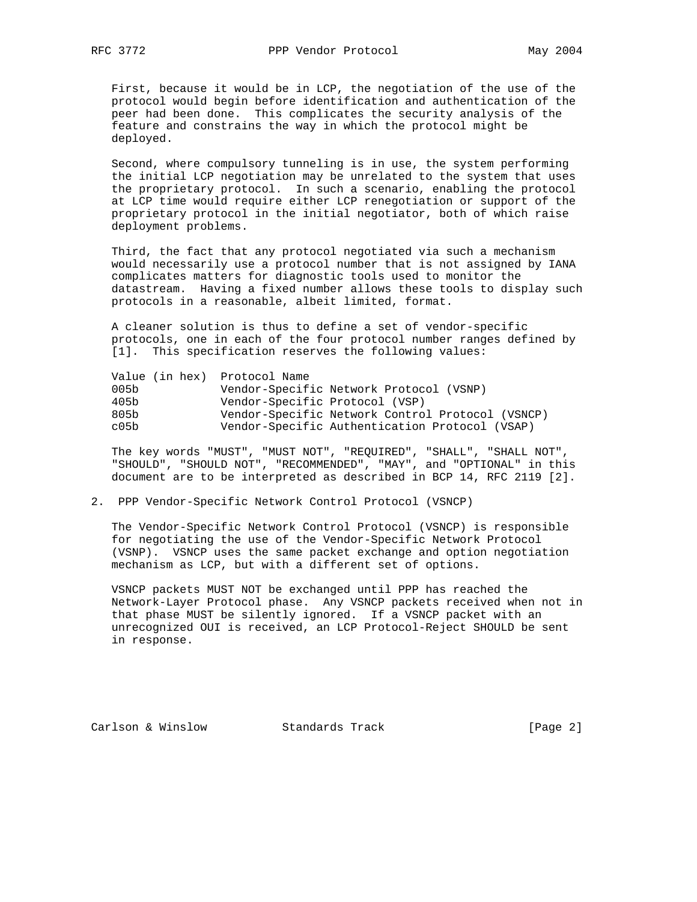First, because it would be in LCP, the negotiation of the use of the protocol would begin before identification and authentication of the peer had been done. This complicates the security analysis of the feature and constrains the way in which the protocol might be deployed.

Second, where compulsory tunneling is in use, the system performing the initial LCP negotiation may be unrelated to the system that uses the proprietary protocol. In such a scenario, enabling the protocol at LCP time would require either LCP renegotiation or support of the proprietary protocol in the initial negotiator, both of which raise deployment problems.

Third, the fact that any protocol negotiated via such a mechanism would necessarily use a protocol number that is not assigned by IANA complicates matters for diagnostic tools used to monitor the datastream. Having a fixed number allows these tools to display such protocols in a reasonable, albeit limited, format.

A cleaner solution is thus to define a set of vendor-specific protocols, one in each of the four protocol number ranges defined by [1]. This specification reserves the following values:

| Value (in hex) | Protocol Name |
|---|---|
| 005b | Vendor-Specific Network Protocol (VSNP) |
| 405b | Vendor-Specific Protocol (VSP) |
| 805b | Vendor-Specific Network Control Protocol (VSNCP) |
| c05b | Vendor-Specific Authentication Protocol (VSAP) |

The key words "MUST", "MUST NOT", "REQUIRED", "SHALL", "SHALL NOT", "SHOULD", "SHOULD NOT", "RECOMMENDED", "MAY", and "OPTIONAL" in this document are to be interpreted as described in BCP 14, RFC 2119 [2].

## 2. PPP Vendor-Specific Network Control Protocol (VSNCP)

The Vendor-Specific Network Control Protocol (VSNCP) is responsible for negotiating the use of the Vendor-Specific Network Protocol (VSNP). VSNCP uses the same packet exchange and option negotiation mechanism as LCP, but with a different set of options.

VSNCP packets MUST NOT be exchanged until PPP has reached the Network-Layer Protocol phase. Any VSNCP packets received when not in that phase MUST be silently ignored. If a VSNCP packet with an unrecognized OUI is received, an LCP Protocol-Reject SHOULD be sent in response.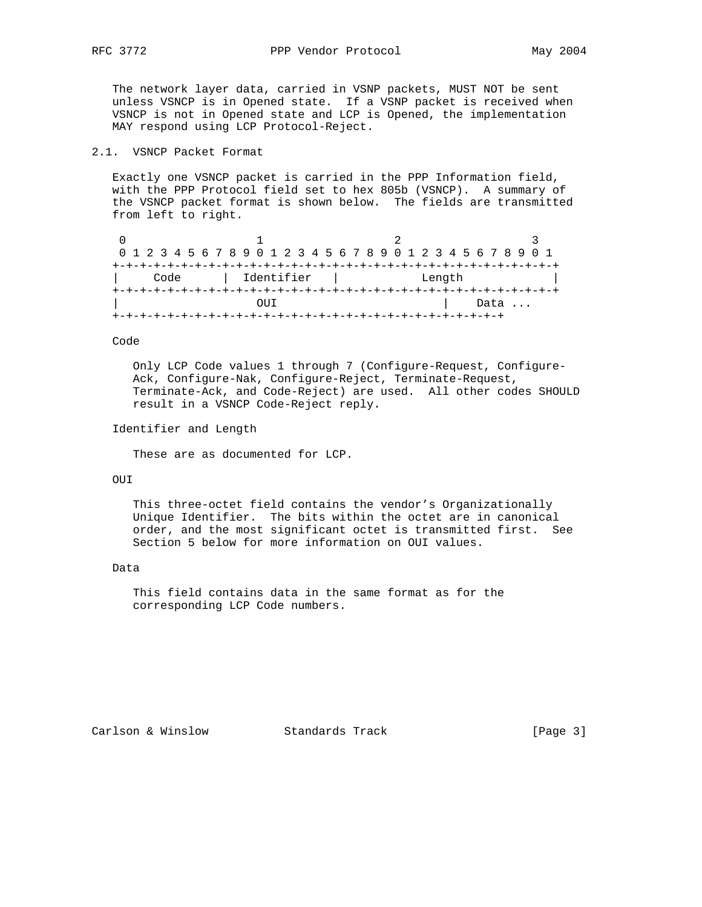The network layer data, carried in VSNP packets, MUST NOT be sent unless VSNCP is in Opened state. If a VSNP packet is received when VSNCP is not in Opened state and LCP is Opened, the implementation MAY respond using LCP Protocol-Reject.

## 2.1. VSNCP Packet Format

Exactly one VSNCP packet is carried in the PPP Information field, with the PPP Protocol field set to hex 805b (VSNCP). A summary of the VSNCP packet format is shown below. The fields are transmitted from left to right.

```
 0                   1                   2                   3
 0 1 2 3 4 5 6 7 8 9 0 1 2 3 4 5 6 7 8 9 0 1 2 3 4 5 6 7 8 9 0 1
+-+-+-+-+-+-+-+-+-+-+-+-+-+-+-+-+-+-+-+-+-+-+-+-+-+-+-+-+-+-+-+-+
|     Code      |  Identifier   |            Length             |
+-+-+-+-+-+-+-+-+-+-+-+-+-+-+-+-+-+-+-+-+-+-+-+-+-+-+-+-+-+-+-+-+
|                     OUI                       |    Data ...
+-+-+-+-+-+-+-+-+-+-+-+-+-+-+-+-+-+-+-+-+-+-+-+-+-+-+-+-+
```

Code

Only LCP Code values 1 through 7 (Configure-Request, Configure-Ack, Configure-Nak, Configure-Reject, Terminate-Request, Terminate-Ack, and Code-Reject) are used. All other codes SHOULD result in a VSNCP Code-Reject reply.

Identifier and Length

These are as documented for LCP.

OUI

This three-octet field contains the vendor's Organizationally Unique Identifier. The bits within the octet are in canonical order, and the most significant octet is transmitted first. See Section 5 below for more information on OUI values.

Data

This field contains data in the same format as for the corresponding LCP Code numbers.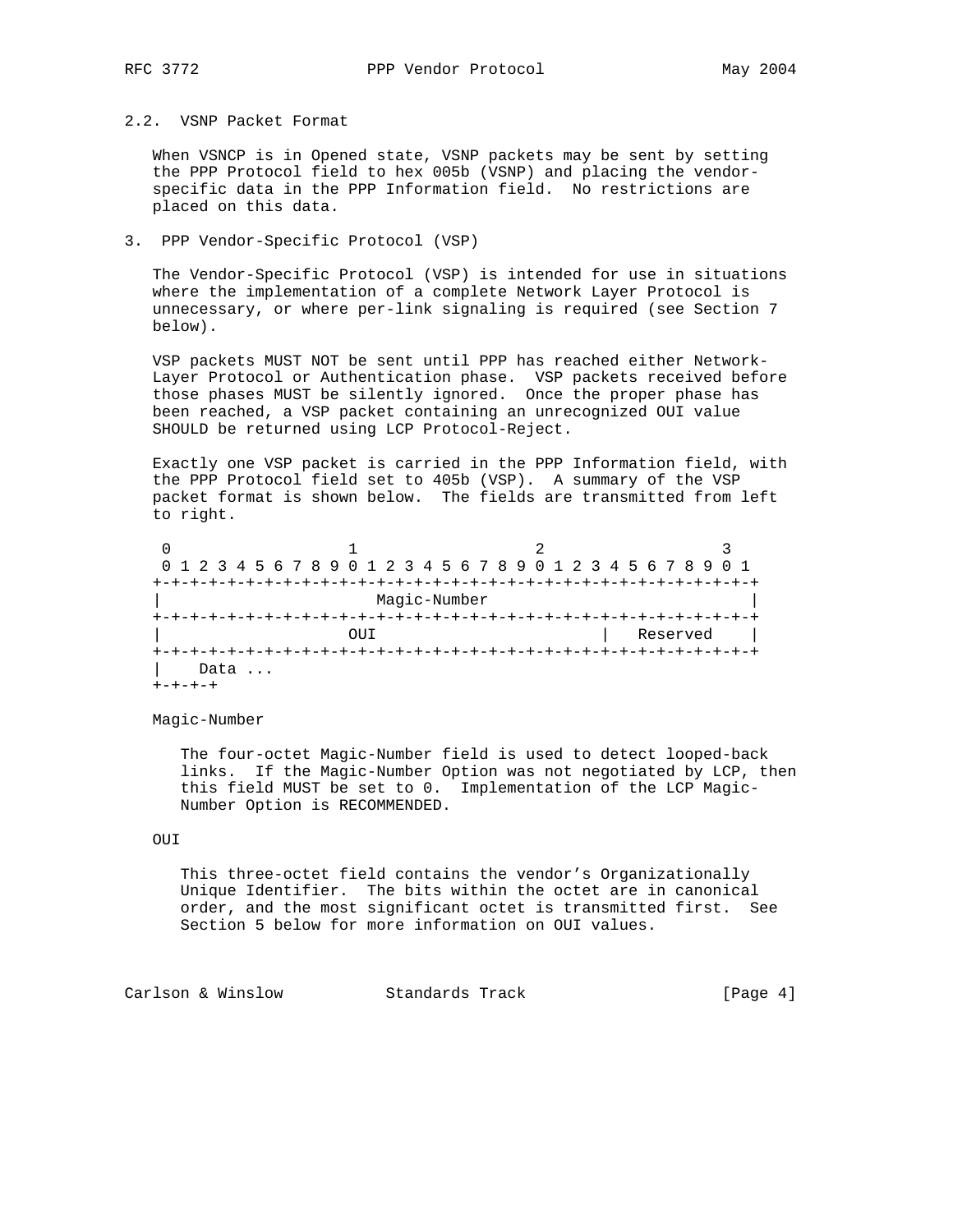## 2.2. VSNP Packet Format

When VSNCP is in Opened state, VSNP packets may be sent by setting the PPP Protocol field to hex 005b (VSNP) and placing the vendor-specific data in the PPP Information field. No restrictions are placed on this data.

# 3. PPP Vendor-Specific Protocol (VSP)

The Vendor-Specific Protocol (VSP) is intended for use in situations where the implementation of a complete Network Layer Protocol is unnecessary, or where per-link signaling is required (see Section 7 below).

VSP packets MUST NOT be sent until PPP has reached either Network-Layer Protocol or Authentication phase. VSP packets received before those phases MUST be silently ignored. Once the proper phase has been reached, a VSP packet containing an unrecognized OUI value SHOULD be returned using LCP Protocol-Reject.

Exactly one VSP packet is carried in the PPP Information field, with the PPP Protocol field set to 405b (VSP). A summary of the VSP packet format is shown below. The fields are transmitted from left to right.

```
 0                   1                   2                   3
 0 1 2 3 4 5 6 7 8 9 0 1 2 3 4 5 6 7 8 9 0 1 2 3 4 5 6 7 8 9 0 1
+-+-+-+-+-+-+-+-+-+-+-+-+-+-+-+-+-+-+-+-+-+-+-+-+-+-+-+-+-+-+-+-+
|                         Magic-Number                          |
+-+-+-+-+-+-+-+-+-+-+-+-+-+-+-+-+-+-+-+-+-+-+-+-+-+-+-+-+-+-+-+-+
|                      OUI                      |   Reserved    |
+-+-+-+-+-+-+-+-+-+-+-+-+-+-+-+-+-+-+-+-+-+-+-+-+-+-+-+-+-+-+-+-+
|    Data ...
+-+-+-+-+
```

Magic-Number

The four-octet Magic-Number field is used to detect looped-back links. If the Magic-Number Option was not negotiated by LCP, then this field MUST be set to 0. Implementation of the LCP Magic-Number Option is RECOMMENDED.

OUI

This three-octet field contains the vendor's Organizationally Unique Identifier. The bits within the octet are in canonical order, and the most significant octet is transmitted first. See Section 5 below for more information on OUI values.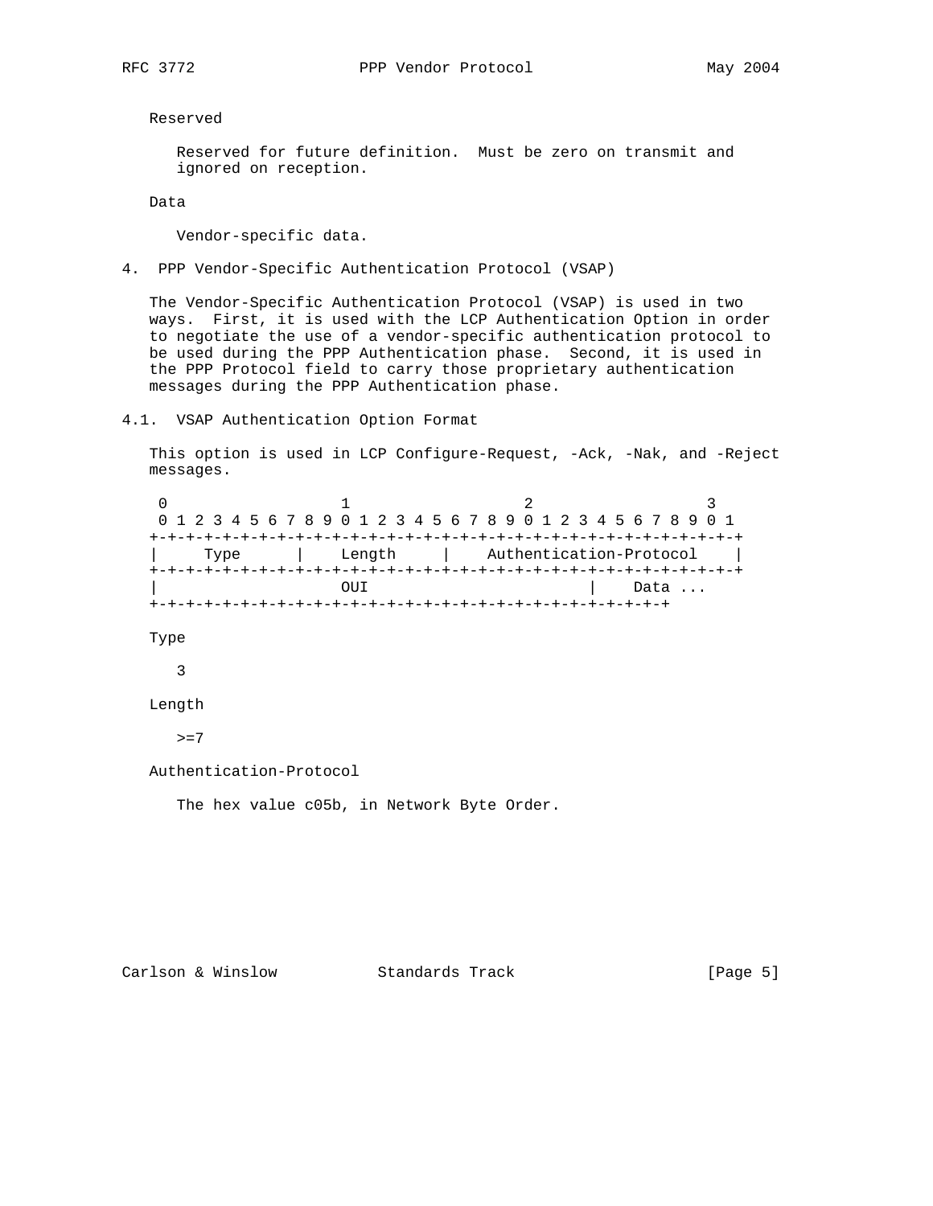Reserved

Reserved for future definition. Must be zero on transmit and ignored on reception.

Data

Vendor-specific data.

## 4. PPP Vendor-Specific Authentication Protocol (VSAP)

The Vendor-Specific Authentication Protocol (VSAP) is used in two ways. First, it is used with the LCP Authentication Option in order to negotiate the use of a vendor-specific authentication protocol to be used during the PPP Authentication phase. Second, it is used in the PPP Protocol field to carry those proprietary authentication messages during the PPP Authentication phase.

### 4.1. VSAP Authentication Option Format

This option is used in LCP Configure-Request, -Ack, -Nak, and -Reject messages.

```
 0                   1                   2                   3
 0 1 2 3 4 5 6 7 8 9 0 1 2 3 4 5 6 7 8 9 0 1 2 3 4 5 6 7 8 9 0 1
+-+-+-+-+-+-+-+-+-+-+-+-+-+-+-+-+-+-+-+-+-+-+-+-+-+-+-+-+-+-+-+-+
|     Type      |    Length     |    Authentication-Protocol    |
+-+-+-+-+-+-+-+-+-+-+-+-+-+-+-+-+-+-+-+-+-+-+-+-+-+-+-+-+-+-+-+-+
|                  OUI                          |    Data ...
+-+-+-+-+-+-+-+-+-+-+-+-+-+-+-+-+-+-+-+-+-+-+-+-+-+-+-+-+
```

Type

3

Length

>=7

Authentication-Protocol

The hex value c05b, in Network Byte Order.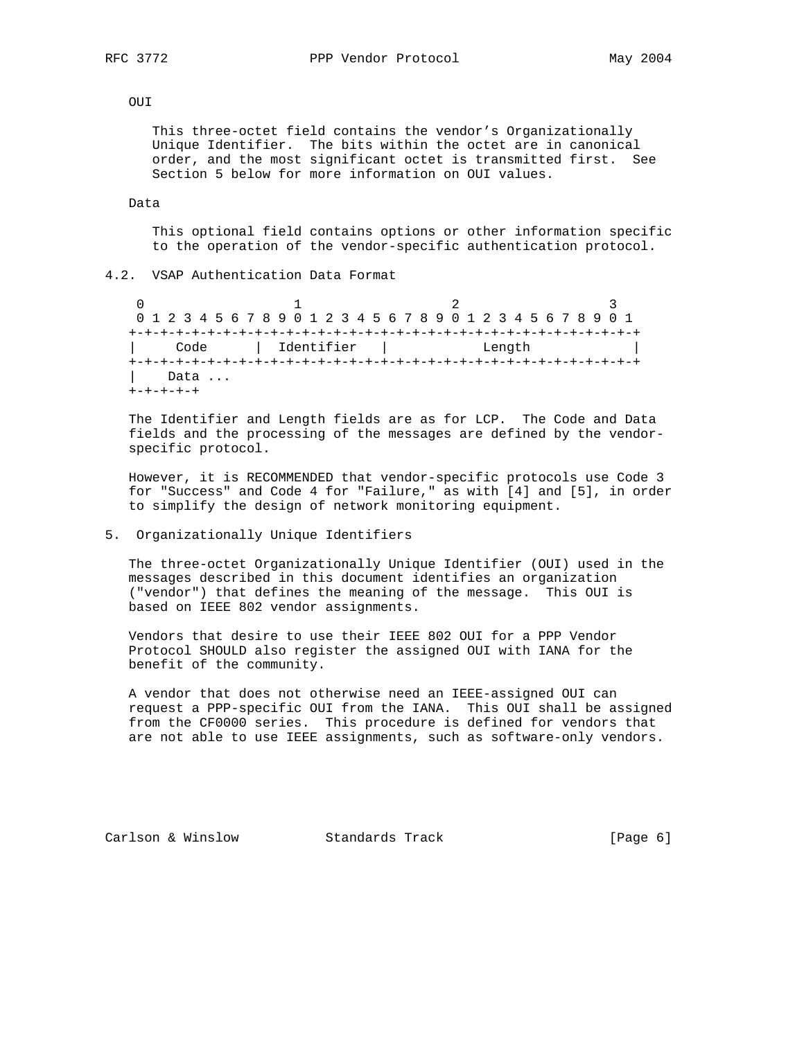OUI

This three-octet field contains the vendor's Organizationally Unique Identifier. The bits within the octet are in canonical order, and the most significant octet is transmitted first. See Section 5 below for more information on OUI values.

Data

This optional field contains options or other information specific to the operation of the vendor-specific authentication protocol.

### 4.2. VSAP Authentication Data Format

```
 0                   1                   2                   3
 0 1 2 3 4 5 6 7 8 9 0 1 2 3 4 5 6 7 8 9 0 1 2 3 4 5 6 7 8 9 0 1
+-+-+-+-+-+-+-+-+-+-+-+-+-+-+-+-+-+-+-+-+-+-+-+-+-+-+-+-+-+-+-+-+
|     Code      |  Identifier   |            Length             |
+-+-+-+-+-+-+-+-+-+-+-+-+-+-+-+-+-+-+-+-+-+-+-+-+-+-+-+-+-+-+-+-+
|    Data ...
+-+-+-+-+
```

The Identifier and Length fields are as for LCP. The Code and Data fields and the processing of the messages are defined by the vendor-specific protocol.

However, it is RECOMMENDED that vendor-specific protocols use Code 3 for "Success" and Code 4 for "Failure," as with [4] and [5], in order to simplify the design of network monitoring equipment.

## 5. Organizationally Unique Identifiers

The three-octet Organizationally Unique Identifier (OUI) used in the messages described in this document identifies an organization ("vendor") that defines the meaning of the message. This OUI is based on IEEE 802 vendor assignments.

Vendors that desire to use their IEEE 802 OUI for a PPP Vendor Protocol SHOULD also register the assigned OUI with IANA for the benefit of the community.

A vendor that does not otherwise need an IEEE-assigned OUI can request a PPP-specific OUI from the IANA. This OUI shall be assigned from the CF0000 series. This procedure is defined for vendors that are not able to use IEEE assignments, such as software-only vendors.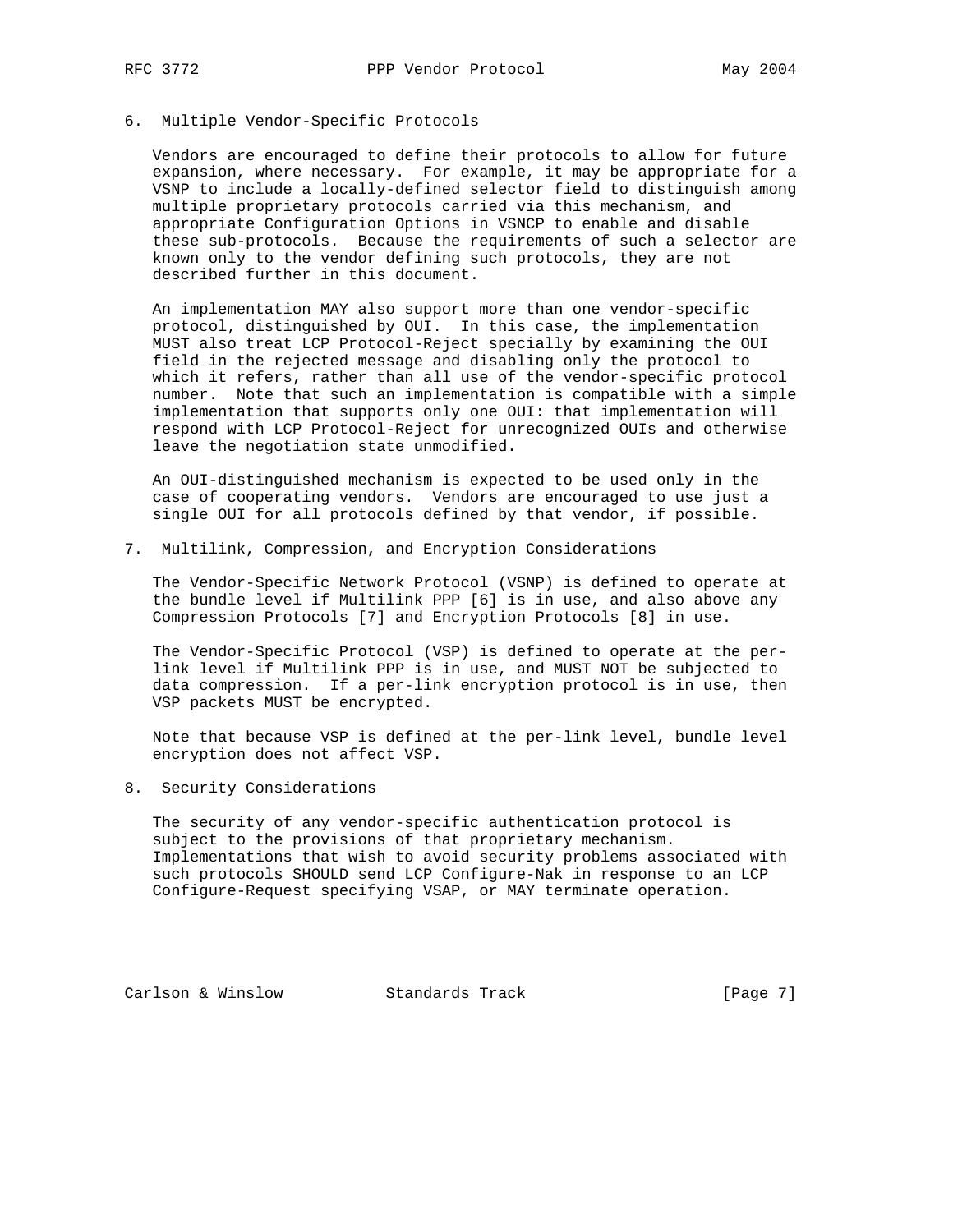## 6. Multiple Vendor-Specific Protocols

Vendors are encouraged to define their protocols to allow for future expansion, where necessary. For example, it may be appropriate for a VSNP to include a locally-defined selector field to distinguish among multiple proprietary protocols carried via this mechanism, and appropriate Configuration Options in VSNCP to enable and disable these sub-protocols. Because the requirements of such a selector are known only to the vendor defining such protocols, they are not described further in this document.

An implementation MAY also support more than one vendor-specific protocol, distinguished by OUI. In this case, the implementation MUST also treat LCP Protocol-Reject specially by examining the OUI field in the rejected message and disabling only the protocol to which it refers, rather than all use of the vendor-specific protocol number. Note that such an implementation is compatible with a simple implementation that supports only one OUI: that implementation will respond with LCP Protocol-Reject for unrecognized OUIs and otherwise leave the negotiation state unmodified.

An OUI-distinguished mechanism is expected to be used only in the case of cooperating vendors. Vendors are encouraged to use just a single OUI for all protocols defined by that vendor, if possible.

## 7. Multilink, Compression, and Encryption Considerations

The Vendor-Specific Network Protocol (VSNP) is defined to operate at the bundle level if Multilink PPP [6] is in use, and also above any Compression Protocols [7] and Encryption Protocols [8] in use.

The Vendor-Specific Protocol (VSP) is defined to operate at the per-link level if Multilink PPP is in use, and MUST NOT be subjected to data compression. If a per-link encryption protocol is in use, then VSP packets MUST be encrypted.

Note that because VSP is defined at the per-link level, bundle level encryption does not affect VSP.

## 8. Security Considerations

The security of any vendor-specific authentication protocol is subject to the provisions of that proprietary mechanism. Implementations that wish to avoid security problems associated with such protocols SHOULD send LCP Configure-Nak in response to an LCP Configure-Request specifying VSAP, or MAY terminate operation.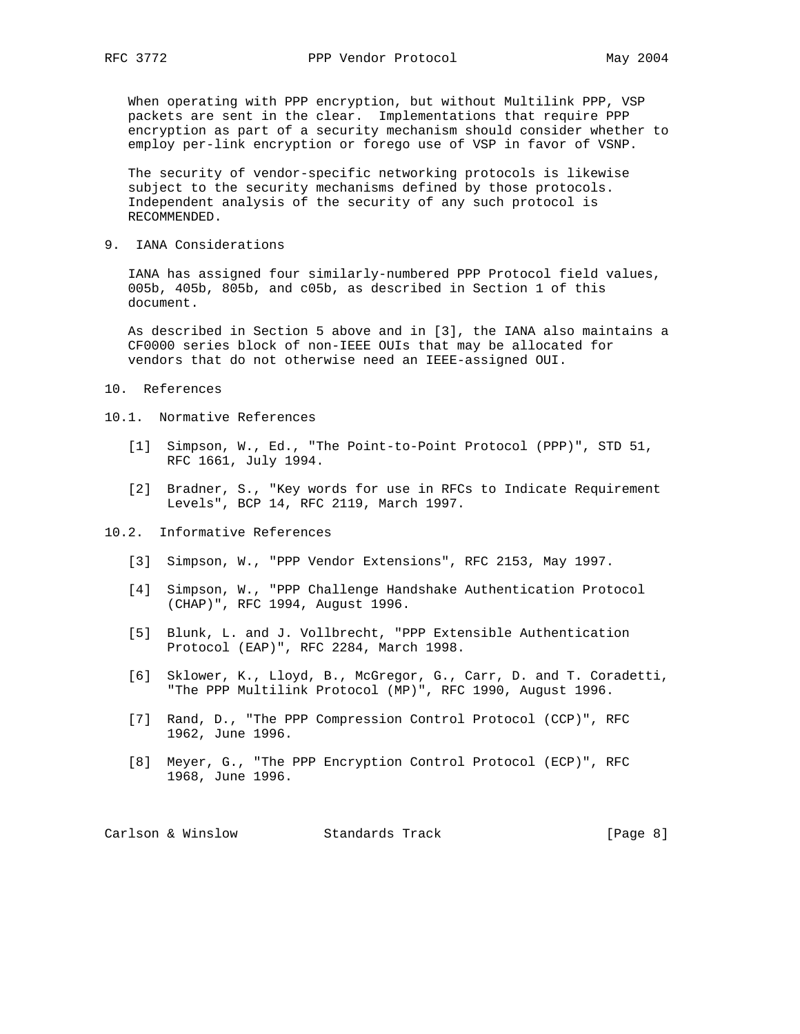When operating with PPP encryption, but without Multilink PPP, VSP packets are sent in the clear. Implementations that require PPP encryption as part of a security mechanism should consider whether to employ per-link encryption or forego use of VSP in favor of VSNP.

The security of vendor-specific networking protocols is likewise subject to the security mechanisms defined by those protocols. Independent analysis of the security of any such protocol is RECOMMENDED.

## 9. IANA Considerations

IANA has assigned four similarly-numbered PPP Protocol field values, 005b, 405b, 805b, and c05b, as described in Section 1 of this document.

As described in Section 5 above and in [3], the IANA also maintains a CF0000 series block of non-IEEE OUIs that may be allocated for vendors that do not otherwise need an IEEE-assigned OUI.

## 10. References

### 10.1. Normative References

[1] Simpson, W., Ed., "The Point-to-Point Protocol (PPP)", STD 51, RFC 1661, July 1994.

[2] Bradner, S., "Key words for use in RFCs to Indicate Requirement Levels", BCP 14, RFC 2119, March 1997.

### 10.2. Informative References

[3] Simpson, W., "PPP Vendor Extensions", RFC 2153, May 1997.

[4] Simpson, W., "PPP Challenge Handshake Authentication Protocol (CHAP)", RFC 1994, August 1996.

[5] Blunk, L. and J. Vollbrecht, "PPP Extensible Authentication Protocol (EAP)", RFC 2284, March 1998.

[6] Sklower, K., Lloyd, B., McGregor, G., Carr, D. and T. Coradetti, "The PPP Multilink Protocol (MP)", RFC 1990, August 1996.

[7] Rand, D., "The PPP Compression Control Protocol (CCP)", RFC 1962, June 1996.

[8] Meyer, G., "The PPP Encryption Control Protocol (ECP)", RFC 1968, June 1996.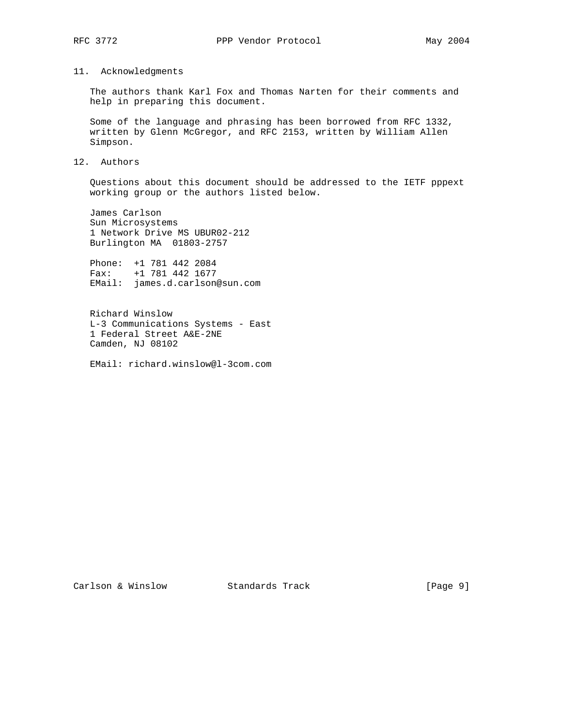## 11. Acknowledgments

The authors thank Karl Fox and Thomas Narten for their comments and help in preparing this document.

Some of the language and phrasing has been borrowed from RFC 1332, written by Glenn McGregor, and RFC 2153, written by William Allen Simpson.

## 12. Authors

Questions about this document should be addressed to the IETF pppext working group or the authors listed below.

James Carlson
Sun Microsystems
1 Network Drive MS UBUR02-212
Burlington MA  01803-2757

Phone:  +1 781 442 2084
Fax:    +1 781 442 1677
EMail:  james.d.carlson@sun.com

Richard Winslow
L-3 Communications Systems - East
1 Federal Street A&E-2NE
Camden, NJ 08102

EMail: richard.winslow@l-3com.com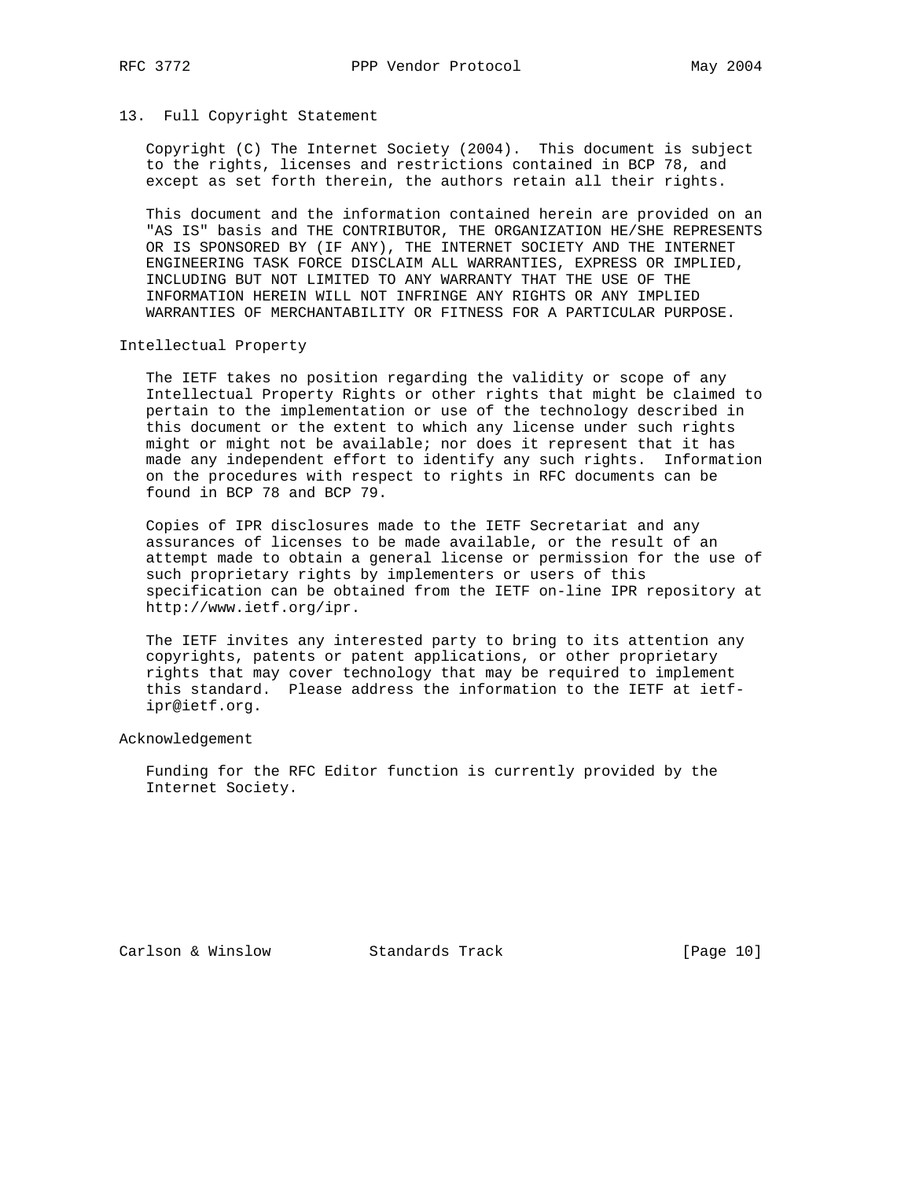## 13. Full Copyright Statement

Copyright (C) The Internet Society (2004). This document is subject to the rights, licenses and restrictions contained in BCP 78, and except as set forth therein, the authors retain all their rights.

This document and the information contained herein are provided on an "AS IS" basis and THE CONTRIBUTOR, THE ORGANIZATION HE/SHE REPRESENTS OR IS SPONSORED BY (IF ANY), THE INTERNET SOCIETY AND THE INTERNET ENGINEERING TASK FORCE DISCLAIM ALL WARRANTIES, EXPRESS OR IMPLIED, INCLUDING BUT NOT LIMITED TO ANY WARRANTY THAT THE USE OF THE INFORMATION HEREIN WILL NOT INFRINGE ANY RIGHTS OR ANY IMPLIED WARRANTIES OF MERCHANTABILITY OR FITNESS FOR A PARTICULAR PURPOSE.

### Intellectual Property

The IETF takes no position regarding the validity or scope of any Intellectual Property Rights or other rights that might be claimed to pertain to the implementation or use of the technology described in this document or the extent to which any license under such rights might or might not be available; nor does it represent that it has made any independent effort to identify any such rights. Information on the procedures with respect to rights in RFC documents can be found in BCP 78 and BCP 79.

Copies of IPR disclosures made to the IETF Secretariat and any assurances of licenses to be made available, or the result of an attempt made to obtain a general license or permission for the use of such proprietary rights by implementers or users of this specification can be obtained from the IETF on-line IPR repository at http://www.ietf.org/ipr.

The IETF invites any interested party to bring to its attention any copyrights, patents or patent applications, or other proprietary rights that may cover technology that may be required to implement this standard. Please address the information to the IETF at ietf-ipr@ietf.org.

### Acknowledgement

Funding for the RFC Editor function is currently provided by the Internet Society.